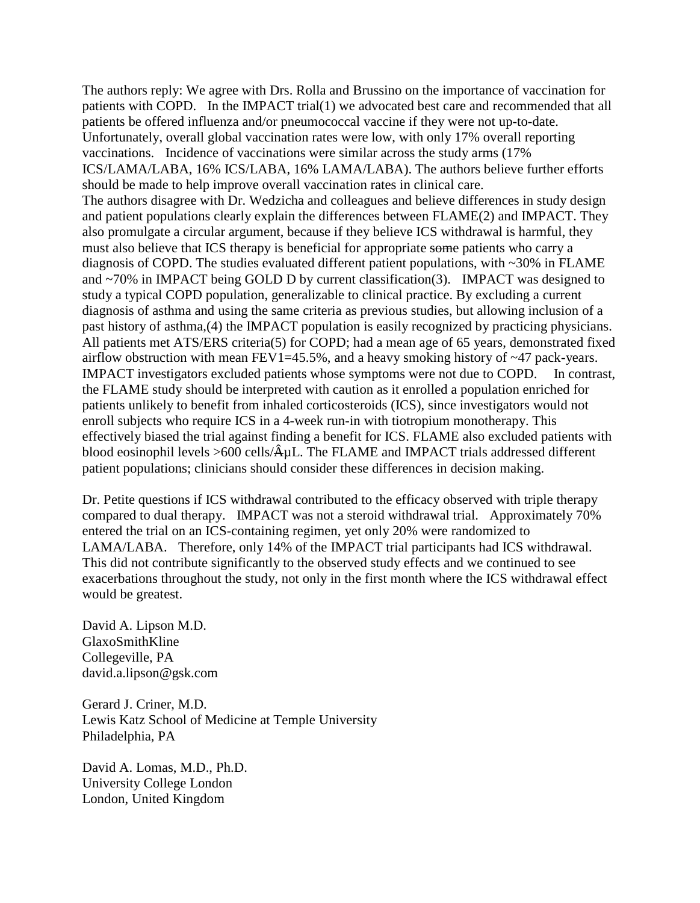The authors reply: We agree with Drs. Rolla and Brussino on the importance of vaccination for patients with COPD. In the IMPACT trial(1) we advocated best care and recommended that all patients be offered influenza and/or pneumococcal vaccine if they were not up-to-date. Unfortunately, overall global vaccination rates were low, with only 17% overall reporting vaccinations. Incidence of vaccinations were similar across the study arms (17% ICS/LAMA/LABA, 16% ICS/LABA, 16% LAMA/LABA). The authors believe further efforts should be made to help improve overall vaccination rates in clinical care.

The authors disagree with Dr. Wedzicha and colleagues and believe differences in study design and patient populations clearly explain the differences between FLAME(2) and IMPACT. They also promulgate a circular argument, because if they believe ICS withdrawal is harmful, they must also believe that ICS therapy is beneficial for appropriate ~~some~~ patients who carry a diagnosis of COPD. The studies evaluated different patient populations, with ~30% in FLAME and ~70% in IMPACT being GOLD D by current classification(3). IMPACT was designed to study a typical COPD population, generalizable to clinical practice. By excluding a current diagnosis of asthma and using the same criteria as previous studies, but allowing inclusion of a past history of asthma,(4) the IMPACT population is easily recognized by practicing physicians. All patients met ATS/ERS criteria(5) for COPD; had a mean age of 65 years, demonstrated fixed airflow obstruction with mean FEV1=45.5%, and a heavy smoking history of ~47 pack-years. IMPACT investigators excluded patients whose symptoms were not due to COPD. In contrast, the FLAME study should be interpreted with caution as it enrolled a population enriched for patients unlikely to benefit from inhaled corticosteroids (ICS), since investigators would not enroll subjects who require ICS in a 4-week run-in with tiotropium monotherapy. This effectively biased the trial against finding a benefit for ICS. FLAME also excluded patients with blood eosinophil levels >600 cells/ÂµL. The FLAME and IMPACT trials addressed different patient populations; clinicians should consider these differences in decision making.

Dr. Petite questions if ICS withdrawal contributed to the efficacy observed with triple therapy compared to dual therapy. IMPACT was not a steroid withdrawal trial. Approximately 70% entered the trial on an ICS-containing regimen, yet only 20% were randomized to LAMA/LABA. Therefore, only 14% of the IMPACT trial participants had ICS withdrawal. This did not contribute significantly to the observed study effects and we continued to see exacerbations throughout the study, not only in the first month where the ICS withdrawal effect would be greatest.

David A. Lipson M.D.
GlaxoSmithKline
Collegeville, PA
david.a.lipson@gsk.com

Gerard J. Criner, M.D.
Lewis Katz School of Medicine at Temple University
Philadelphia, PA

David A. Lomas, M.D., Ph.D.
University College London
London, United Kingdom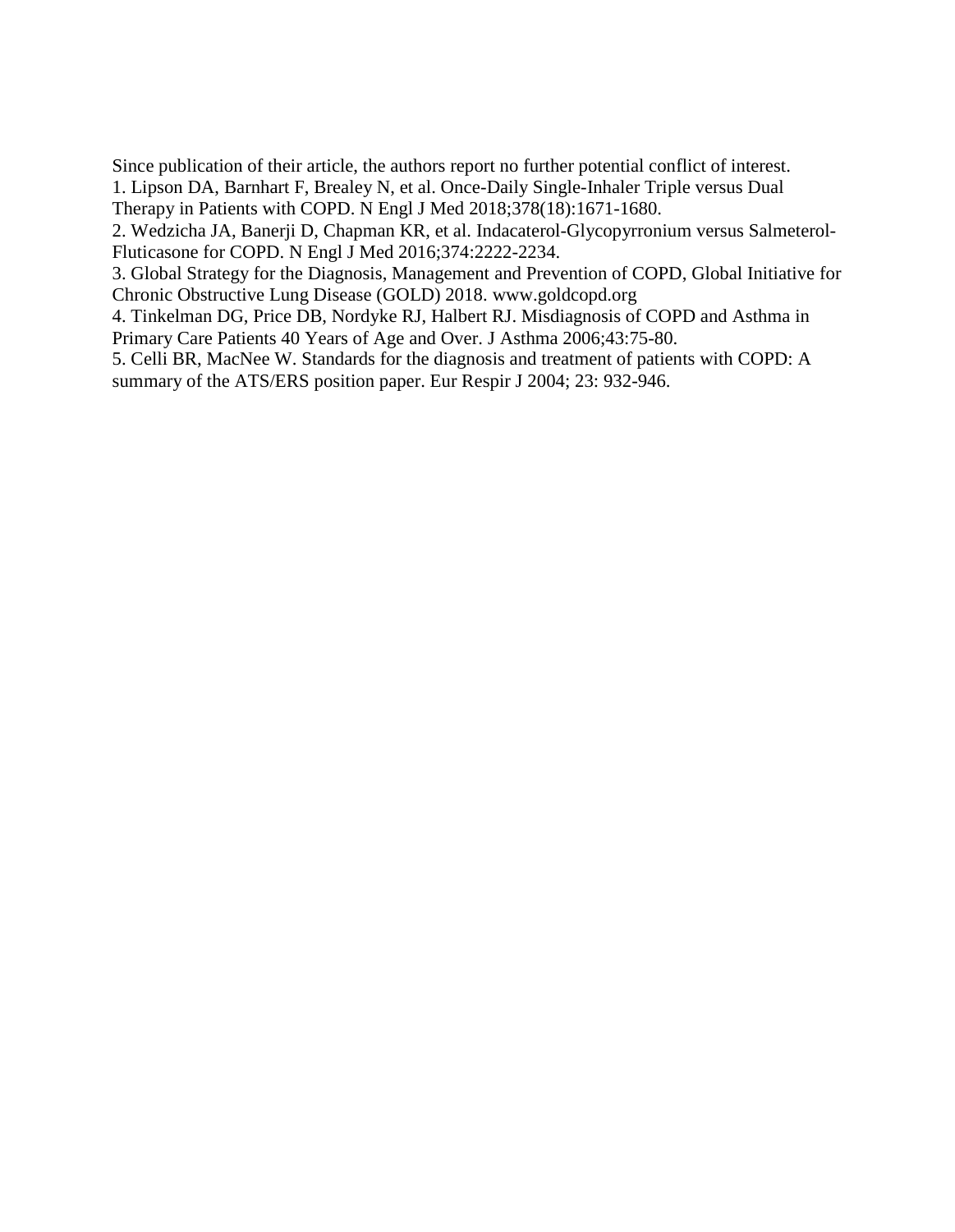Since publication of their article, the authors report no further potential conflict of interest.

1. Lipson DA, Barnhart F, Brealey N, et al. Once-Daily Single-Inhaler Triple versus Dual Therapy in Patients with COPD. N Engl J Med 2018;378(18):1671-1680.
2. Wedzicha JA, Banerji D, Chapman KR, et al. Indacaterol-Glycopyrronium versus Salmeterol-Fluticasone for COPD. N Engl J Med 2016;374:2222-2234.
3. Global Strategy for the Diagnosis, Management and Prevention of COPD, Global Initiative for Chronic Obstructive Lung Disease (GOLD) 2018. www.goldcopd.org
4. Tinkelman DG, Price DB, Nordyke RJ, Halbert RJ. Misdiagnosis of COPD and Asthma in Primary Care Patients 40 Years of Age and Over. J Asthma 2006;43:75-80.
5. Celli BR, MacNee W. Standards for the diagnosis and treatment of patients with COPD: A summary of the ATS/ERS position paper. Eur Respir J 2004; 23: 932-946.